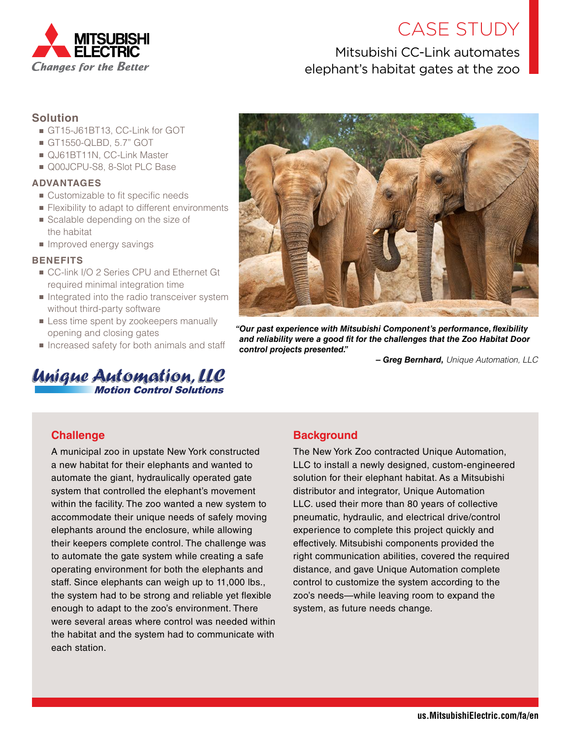Mitsubishi Electric — Changes for the Better

# CASE STUDY

## Mitsubishi CC-Link automates elephant's habitat gates at the zoo

### Solution

- GT15-J61BT13, CC-Link for GOT
- GT1550-QLBD, 5.7" GOT
- QJ61BT11N, CC-Link Master
- Q00JCPU-S8, 8-Slot PLC Base

### ADVANTAGES

- Customizable to fit specific needs
- Flexibility to adapt to different environments
- Scalable depending on the size of the habitat
- Improved energy savings

### BENEFITS

- CC-link I/O 2 Series CPU and Ethernet Gt required minimal integration time
- Integrated into the radio transceiver system without third-party software
- Less time spent by zookeepers manually opening and closing gates
- Increased safety for both animals and staff

Unique Automation, LLC — Motion Control Solutions

***"Our past experience with Mitsubishi Component's performance, flexibility and reliability were a good fit for the challenges that the Zoo Habitat Door control projects presented."***

**– Greg Bernhard,** *Unique Automation, LLC*

## Challenge

A municipal zoo in upstate New York constructed a new habitat for their elephants and wanted to automate the giant, hydraulically operated gate system that controlled the elephant's movement within the facility. The zoo wanted a new system to accommodate their unique needs of safely moving elephants around the enclosure, while allowing their keepers complete control. The challenge was to automate the gate system while creating a safe operating environment for both the elephants and staff. Since elephants can weigh up to 11,000 lbs., the system had to be strong and reliable yet flexible enough to adapt to the zoo's environment. There were several areas where control was needed within the habitat and the system had to communicate with each station.

## Background

The New York Zoo contracted Unique Automation, LLC to install a newly designed, custom-engineered solution for their elephant habitat. As a Mitsubishi distributor and integrator, Unique Automation LLC. used their more than 80 years of collective pneumatic, hydraulic, and electrical drive/control experience to complete this project quickly and effectively. Mitsubishi components provided the right communication abilities, covered the required distance, and gave Unique Automation complete control to customize the system according to the zoo's needs—while leaving room to expand the system, as future needs change.

us.MitsubishiElectric.com/fa/en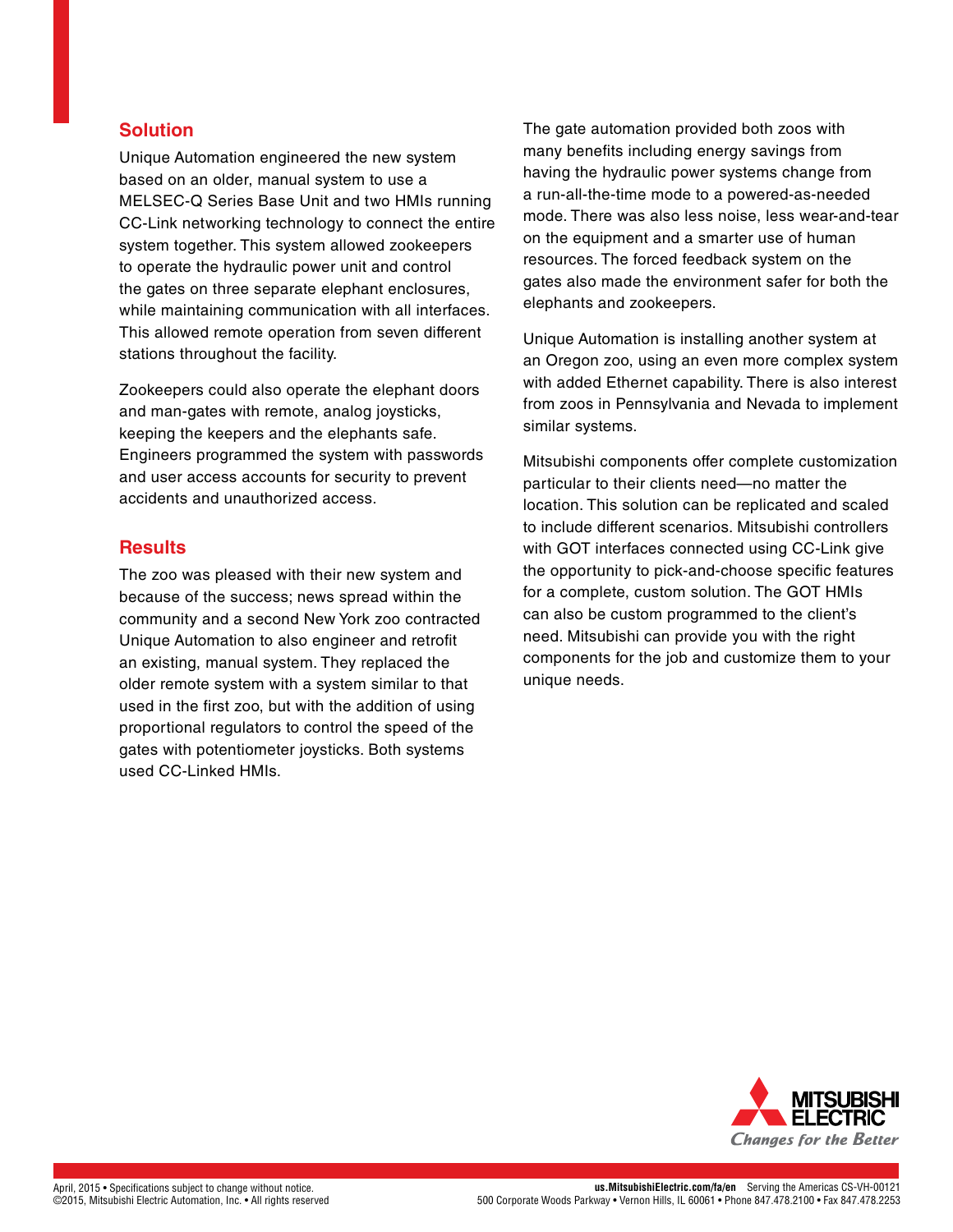## Solution

Unique Automation engineered the new system based on an older, manual system to use a MELSEC-Q Series Base Unit and two HMIs running CC-Link networking technology to connect the entire system together. This system allowed zookeepers to operate the hydraulic power unit and control the gates on three separate elephant enclosures, while maintaining communication with all interfaces. This allowed remote operation from seven different stations throughout the facility.

Zookeepers could also operate the elephant doors and man-gates with remote, analog joysticks, keeping the keepers and the elephants safe. Engineers programmed the system with passwords and user access accounts for security to prevent accidents and unauthorized access.

## Results

The zoo was pleased with their new system and because of the success; news spread within the community and a second New York zoo contracted Unique Automation to also engineer and retrofit an existing, manual system. They replaced the older remote system with a system similar to that used in the first zoo, but with the addition of using proportional regulators to control the speed of the gates with potentiometer joysticks. Both systems used CC-Linked HMIs.

The gate automation provided both zoos with many benefits including energy savings from having the hydraulic power systems change from a run-all-the-time mode to a powered-as-needed mode. There was also less noise, less wear-and-tear on the equipment and a smarter use of human resources. The forced feedback system on the gates also made the environment safer for both the elephants and zookeepers.

Unique Automation is installing another system at an Oregon zoo, using an even more complex system with added Ethernet capability. There is also interest from zoos in Pennsylvania and Nevada to implement similar systems.

Mitsubishi components offer complete customization particular to their clients need—no matter the location. This solution can be replicated and scaled to include different scenarios. Mitsubishi controllers with GOT interfaces connected using CC-Link give the opportunity to pick-and-choose specific features for a complete, custom solution. The GOT HMIs can also be custom programmed to the client's need. Mitsubishi can provide you with the right components for the job and customize them to your unique needs.

MITSUBISHI ELECTRIC

*Changes for the Better*

April, 2015 • Specifications subject to change without notice.
©2015, Mitsubishi Electric Automation, Inc. • All rights reserved

**us.MitsubishiElectric.com/fa/en** Serving the Americas CS-VH-00121
500 Corporate Woods Parkway • Vernon Hills, IL 60061 • Phone 847.478.2100 • Fax 847.478.2253